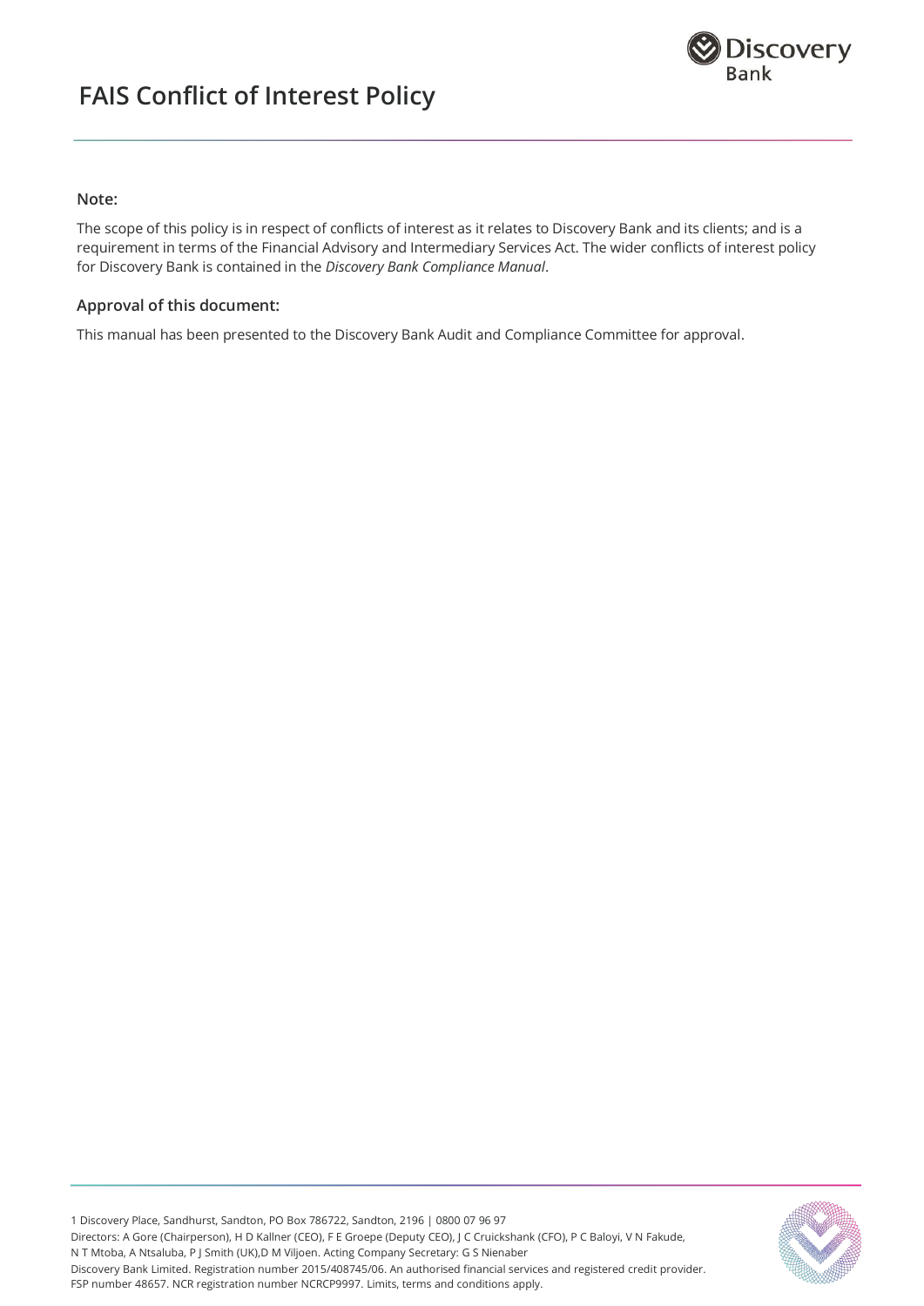# FAIS Conflict of Interest Policy

**Note:**

The scope of this policy is in respect of conflicts of interest as it relates to Discovery Bank and its clients; and is a requirement in terms of the Financial Advisory and Intermediary Services Act. The wider conflicts of interest policy for Discovery Bank is contained in the *Discovery Bank Compliance Manual*.

**Approval of this document:**

This manual has been presented to the Discovery Bank Audit and Compliance Committee for approval.

1 Discovery Place, Sandhurst, Sandton, PO Box 786722, Sandton, 2196 | 0800 07 96 97
Directors: A Gore (Chairperson), H D Kallner (CEO), F E Groepe (Deputy CEO), J C Cruickshank (CFO), P C Baloyi, V N Fakude, N T Mtoba, A Ntsaluba, P J Smith (UK),D M Viljoen. Acting Company Secretary: G S Nienaber
Discovery Bank Limited. Registration number 2015/408745/06. An authorised financial services and registered credit provider. FSP number 48657. NCR registration number NCRCP9997. Limits, terms and conditions apply.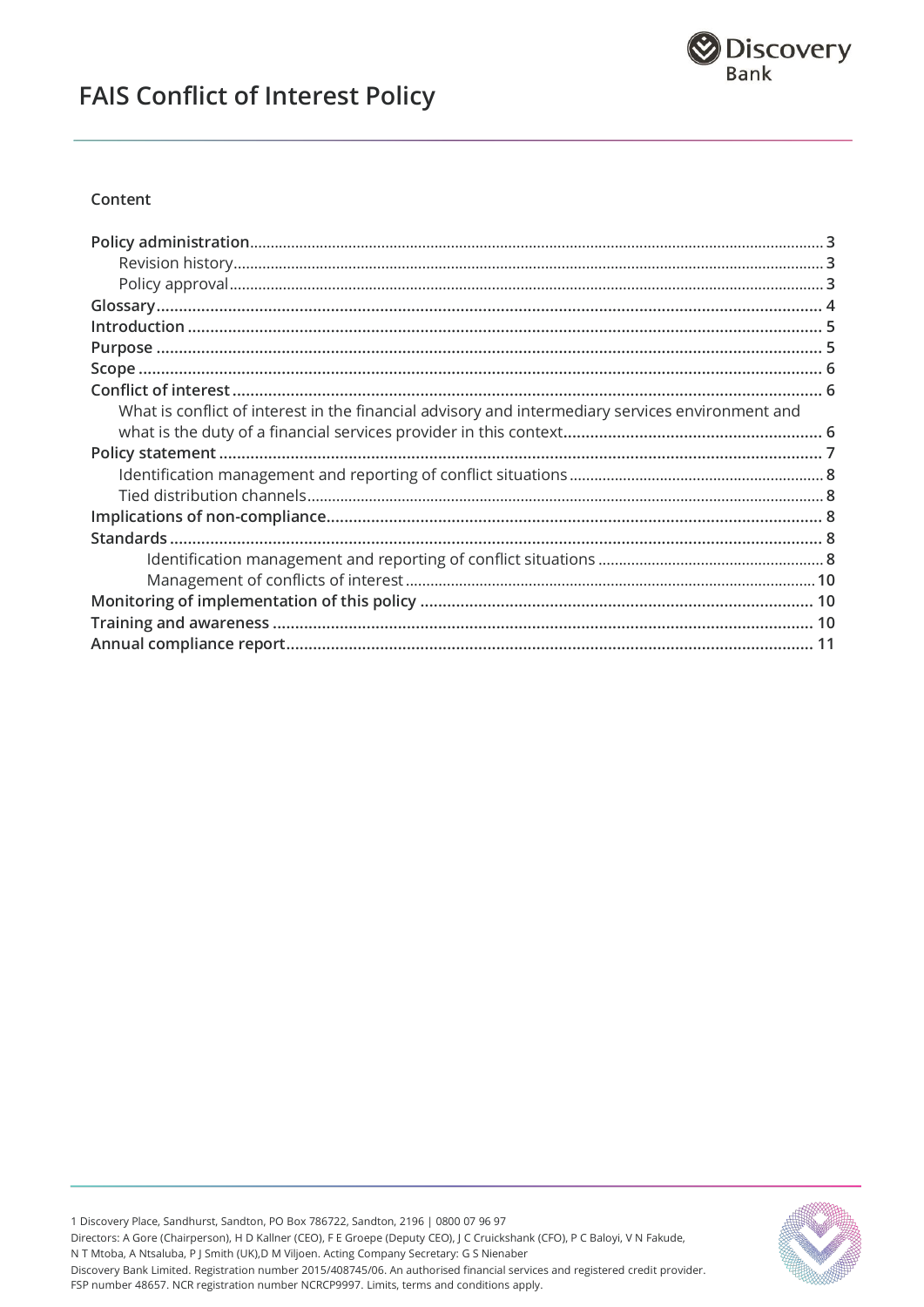# FAIS Conflict of Interest Policy

Content

- **Policy administration** 3
  - Revision history 3
  - Policy approval 3
- **Glossary** 4
- **Introduction** 5
- **Purpose** 5
- **Scope** 6
- **Conflict of interest** 6
  - What is conflict of interest in the financial advisory and intermediary services environment and what is the duty of a financial services provider in this context 6
- **Policy statement** 7
  - Identification management and reporting of conflict situations 8
  - Tied distribution channels 8
- **Implications of non-compliance** 8
- **Standards** 8
  - Identification management and reporting of conflict situations 8
  - Management of conflicts of interest 10
- **Monitoring of implementation of this policy** 10
- **Training and awareness** 10
- **Annual compliance report** 11

1 Discovery Place, Sandhurst, Sandton, PO Box 786722, Sandton, 2196 | 0800 07 96 97
Directors: A Gore (Chairperson), H D Kallner (CEO), F E Groepe (Deputy CEO), J C Cruickshank (CFO), P C Baloyi, V N Fakude, N T Mtoba, A Ntsaluba, P J Smith (UK),D M Viljoen. Acting Company Secretary: G S Nienaber
Discovery Bank Limited. Registration number 2015/408745/06. An authorised financial services and registered credit provider. FSP number 48657. NCR registration number NCRCP9997. Limits, terms and conditions apply.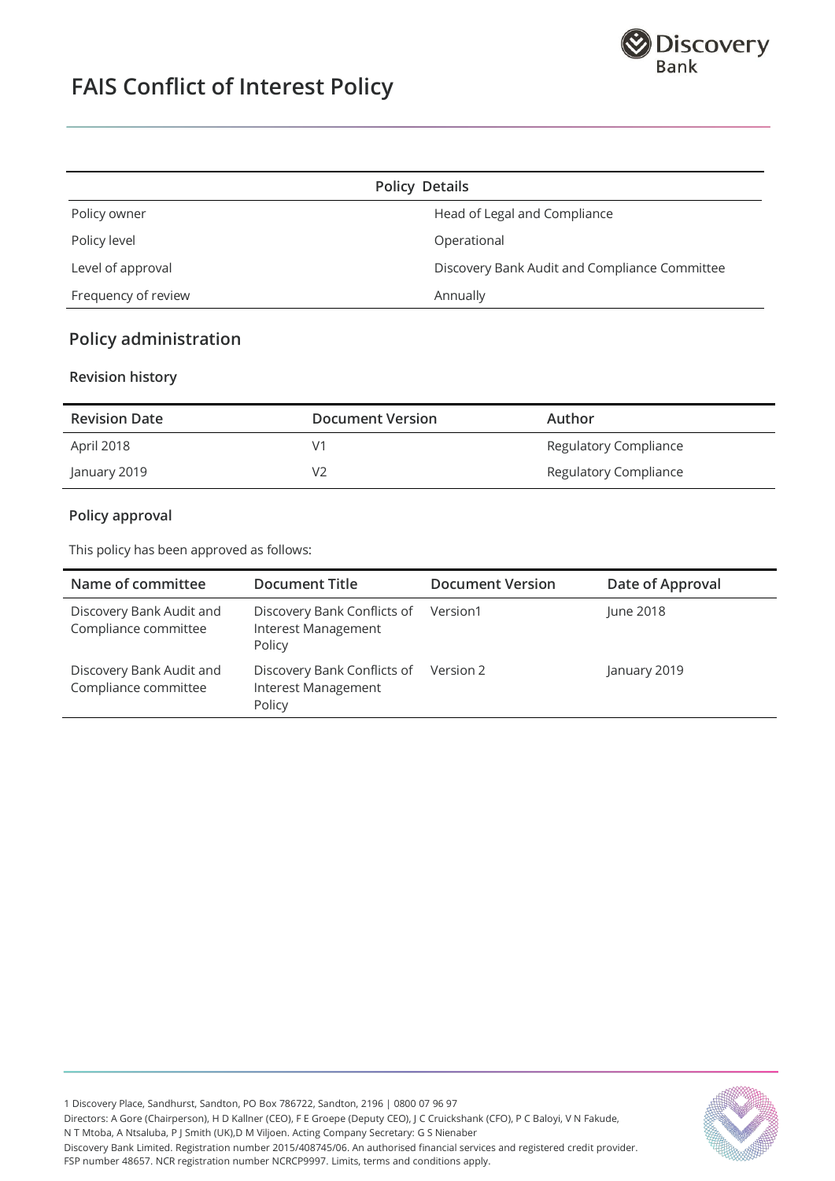# FAIS Conflict of Interest Policy

| Policy Details | |
|---|---|
| Policy owner | Head of Legal and Compliance |
| Policy level | Operational |
| Level of approval | Discovery Bank Audit and Compliance Committee |
| Frequency of review | Annually |

## Policy administration

### Revision history

| Revision Date | Document Version | Author |
|---|---|---|
| April 2018 | V1 | Regulatory Compliance |
| January 2019 | V2 | Regulatory Compliance |

### Policy approval

This policy has been approved as follows:

| Name of committee | Document Title | Document Version | Date of Approval |
|---|---|---|---|
| Discovery Bank Audit and Compliance committee | Discovery Bank Conflicts of Interest Management Policy | Version1 | June 2018 |
| Discovery Bank Audit and Compliance committee | Discovery Bank Conflicts of Interest Management Policy | Version 2 | January 2019 |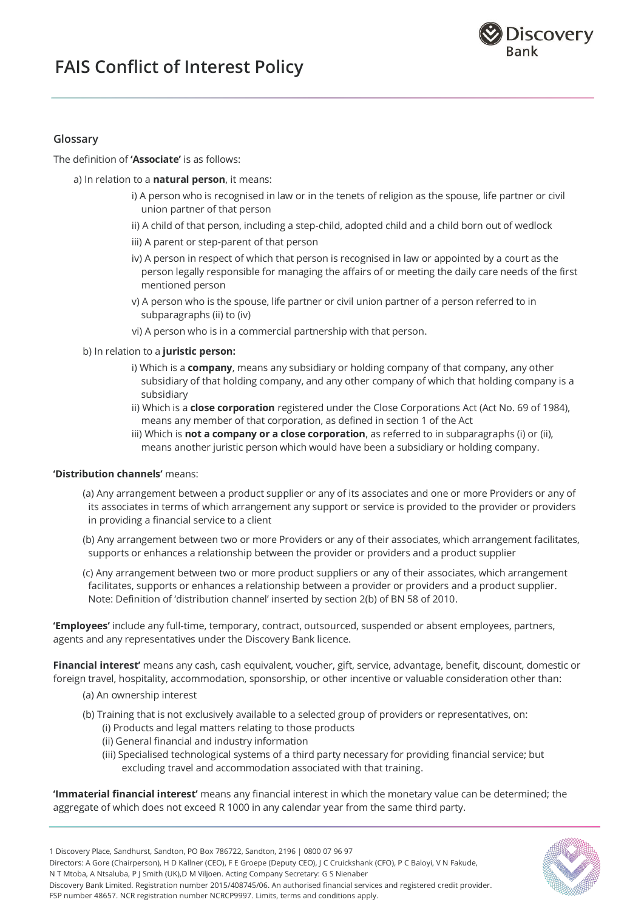## Glossary

The definition of **'Associate'** is as follows:

a) In relation to a **natural person**, it means:

- i) A person who is recognised in law or in the tenets of religion as the spouse, life partner or civil union partner of that person
- ii) A child of that person, including a step-child, adopted child and a child born out of wedlock
- iii) A parent or step-parent of that person
- iv) A person in respect of which that person is recognised in law or appointed by a court as the person legally responsible for managing the affairs of or meeting the daily care needs of the first mentioned person
- v) A person who is the spouse, life partner or civil union partner of a person referred to in subparagraphs (ii) to (iv)
- vi) A person who is in a commercial partnership with that person.

b) In relation to a **juristic person:**

- i) Which is a **company**, means any subsidiary or holding company of that company, any other subsidiary of that holding company, and any other company of which that holding company is a subsidiary
- ii) Which is a **close corporation** registered under the Close Corporations Act (Act No. 69 of 1984), means any member of that corporation, as defined in section 1 of the Act
- iii) Which is **not a company or a close corporation**, as referred to in subparagraphs (i) or (ii), means another juristic person which would have been a subsidiary or holding company.

**'Distribution channels'** means:

(a) Any arrangement between a product supplier or any of its associates and one or more Providers or any of its associates in terms of which arrangement any support or service is provided to the provider or providers in providing a financial service to a client

(b) Any arrangement between two or more Providers or any of their associates, which arrangement facilitates, supports or enhances a relationship between the provider or providers and a product supplier

(c) Any arrangement between two or more product suppliers or any of their associates, which arrangement facilitates, supports or enhances a relationship between a provider or providers and a product supplier. Note: Definition of 'distribution channel' inserted by section 2(b) of BN 58 of 2010.

**'Employees'** include any full-time, temporary, contract, outsourced, suspended or absent employees, partners, agents and any representatives under the Discovery Bank licence.

**Financial interest'** means any cash, cash equivalent, voucher, gift, service, advantage, benefit, discount, domestic or foreign travel, hospitality, accommodation, sponsorship, or other incentive or valuable consideration other than:

(a) An ownership interest

(b) Training that is not exclusively available to a selected group of providers or representatives, on:
  - (i) Products and legal matters relating to those products
  - (ii) General financial and industry information
  - (iii) Specialised technological systems of a third party necessary for providing financial service; but excluding travel and accommodation associated with that training.

**'Immaterial financial interest'** means any financial interest in which the monetary value can be determined; the aggregate of which does not exceed R 1000 in any calendar year from the same third party.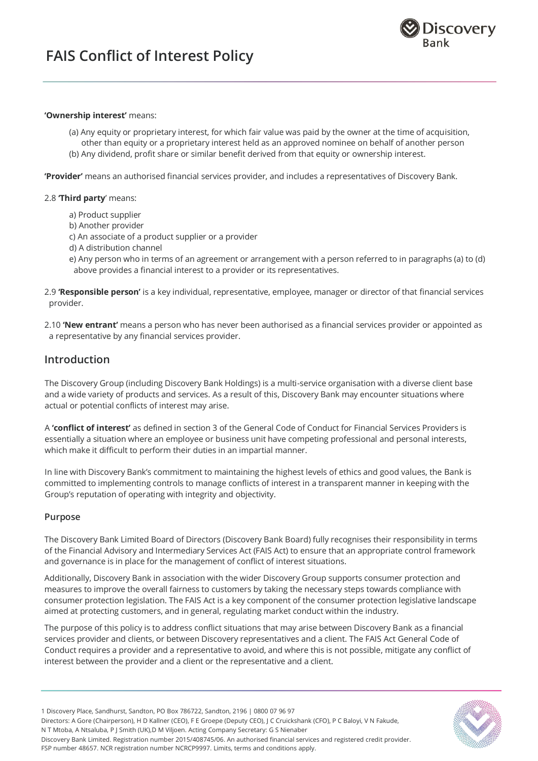**'Ownership interest'** means:

(a) Any equity or proprietary interest, for which fair value was paid by the owner at the time of acquisition, other than equity or a proprietary interest held as an approved nominee on behalf of another person
(b) Any dividend, profit share or similar benefit derived from that equity or ownership interest.

**'Provider'** means an authorised financial services provider, and includes a representatives of Discovery Bank.

2.8 **'Third party'** means:

a) Product supplier
b) Another provider
c) An associate of a product supplier or a provider
d) A distribution channel
e) Any person who in terms of an agreement or arrangement with a person referred to in paragraphs (a) to (d) above provides a financial interest to a provider or its representatives.

2.9 **'Responsible person'** is a key individual, representative, employee, manager or director of that financial services provider.

2.10 **'New entrant'** means a person who has never been authorised as a financial services provider or appointed as a representative by any financial services provider.

## Introduction

The Discovery Group (including Discovery Bank Holdings) is a multi-service organisation with a diverse client base and a wide variety of products and services. As a result of this, Discovery Bank may encounter situations where actual or potential conflicts of interest may arise.

A **'conflict of interest'** as defined in section 3 of the General Code of Conduct for Financial Services Providers is essentially a situation where an employee or business unit have competing professional and personal interests, which make it difficult to perform their duties in an impartial manner.

In line with Discovery Bank's commitment to maintaining the highest levels of ethics and good values, the Bank is committed to implementing controls to manage conflicts of interest in a transparent manner in keeping with the Group's reputation of operating with integrity and objectivity.

### Purpose

The Discovery Bank Limited Board of Directors (Discovery Bank Board) fully recognises their responsibility in terms of the Financial Advisory and Intermediary Services Act (FAIS Act) to ensure that an appropriate control framework and governance is in place for the management of conflict of interest situations.

Additionally, Discovery Bank in association with the wider Discovery Group supports consumer protection and measures to improve the overall fairness to customers by taking the necessary steps towards compliance with consumer protection legislation. The FAIS Act is a key component of the consumer protection legislative landscape aimed at protecting customers, and in general, regulating market conduct within the industry.

The purpose of this policy is to address conflict situations that may arise between Discovery Bank as a financial services provider and clients, or between Discovery representatives and a client. The FAIS Act General Code of Conduct requires a provider and a representative to avoid, and where this is not possible, mitigate any conflict of interest between the provider and a client or the representative and a client.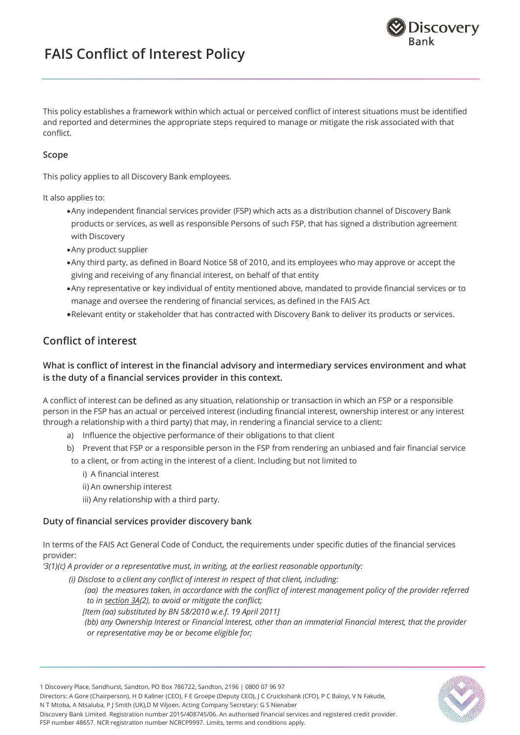# FAIS Conflict of Interest Policy

This policy establishes a framework within which actual or perceived conflict of interest situations must be identified and reported and determines the appropriate steps required to manage or mitigate the risk associated with that conflict.

### Scope

This policy applies to all Discovery Bank employees.

It also applies to:

- Any independent financial services provider (FSP) which acts as a distribution channel of Discovery Bank products or services, as well as responsible Persons of such FSP, that has signed a distribution agreement with Discovery
- Any product supplier
- Any third party, as defined in Board Notice 58 of 2010, and its employees who may approve or accept the giving and receiving of any financial interest, on behalf of that entity
- Any representative or key individual of entity mentioned above, mandated to provide financial services or to manage and oversee the rendering of financial services, as defined in the FAIS Act
- Relevant entity or stakeholder that has contracted with Discovery Bank to deliver its products or services.

## Conflict of interest

### What is conflict of interest in the financial advisory and intermediary services environment and what is the duty of a financial services provider in this context.

A conflict of interest can be defined as any situation, relationship or transaction in which an FSP or a responsible person in the FSP has an actual or perceived interest (including financial interest, ownership interest or any interest through a relationship with a third party) that may, in rendering a financial service to a client:

a) Influence the objective performance of their obligations to that client

b) Prevent that FSP or a responsible person in the FSP from rendering an unbiased and fair financial service to a client, or from acting in the interest of a client. Including but not limited to

   i) A financial interest

   ii) An ownership interest

   iii) Any relationship with a third party.

### Duty of financial services provider discovery bank

In terms of the FAIS Act General Code of Conduct, the requirements under specific duties of the financial services provider:

*'3(1)(c) A provider or a representative must, in writing, at the earliest reasonable opportunity:*

*(i) Disclose to a client any conflict of interest in respect of that client, including:*

*(aa) the measures taken, in accordance with the conflict of interest management policy of the provider referred to in section 3A(2), to avoid or mitigate the conflict;*

*[Item (aa) substituted by BN 58/2010 w.e.f. 19 April 2011]*

*(bb) any Ownership Interest or Financial Interest, other than an immaterial Financial Interest, that the provider or representative may be or become eligible for;*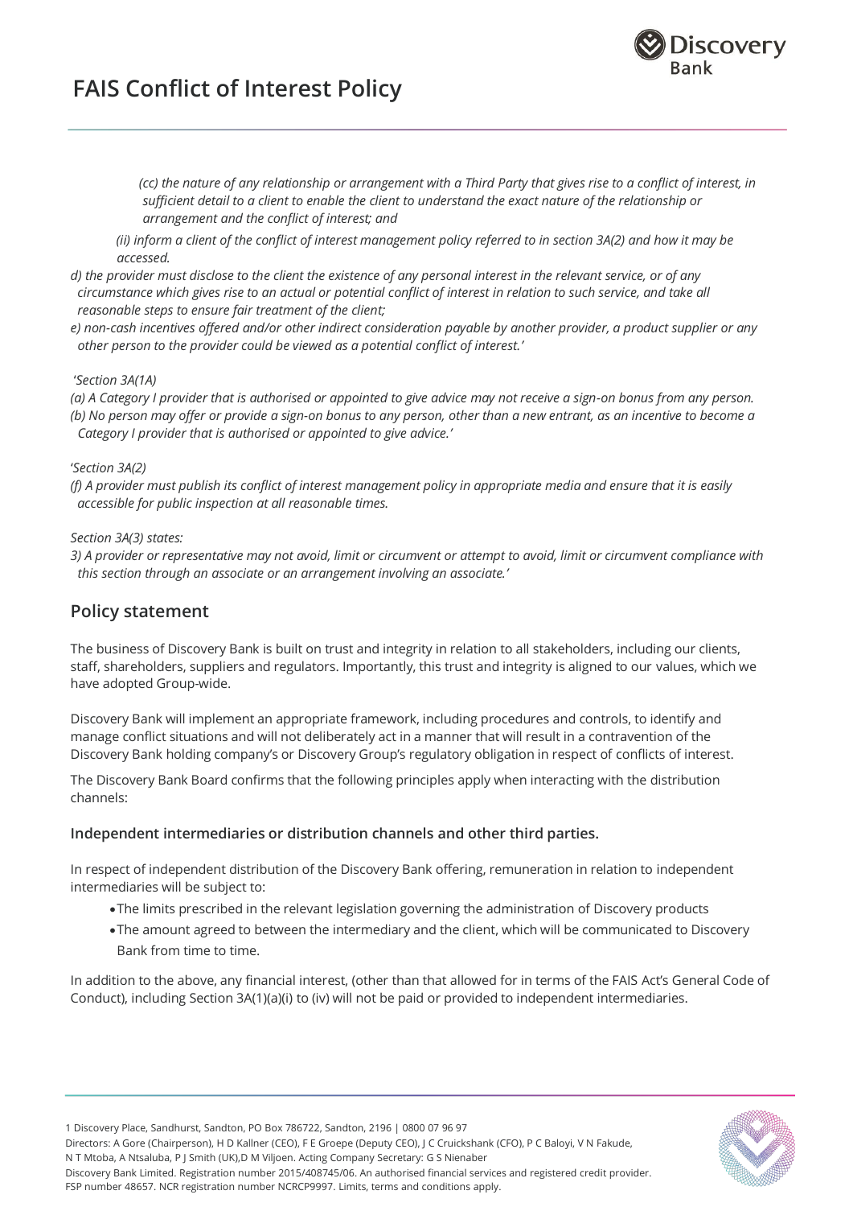*(cc) the nature of any relationship or arrangement with a Third Party that gives rise to a conflict of interest, in sufficient detail to a client to enable the client to understand the exact nature of the relationship or arrangement and the conflict of interest; and*

*(ii) inform a client of the conflict of interest management policy referred to in section 3A(2) and how it may be accessed.*

*d) the provider must disclose to the client the existence of any personal interest in the relevant service, or of any circumstance which gives rise to an actual or potential conflict of interest in relation to such service, and take all reasonable steps to ensure fair treatment of the client;*

*e) non-cash incentives offered and/or other indirect consideration payable by another provider, a product supplier or any other person to the provider could be viewed as a potential conflict of interest.'*

*'Section 3A(1A)*

*(a) A Category I provider that is authorised or appointed to give advice may not receive a sign-on bonus from any person.*

*(b) No person may offer or provide a sign-on bonus to any person, other than a new entrant, as an incentive to become a Category I provider that is authorised or appointed to give advice.'*

*'Section 3A(2)*

*(f) A provider must publish its conflict of interest management policy in appropriate media and ensure that it is easily accessible for public inspection at all reasonable times.*

*Section 3A(3) states:*

*3) A provider or representative may not avoid, limit or circumvent or attempt to avoid, limit or circumvent compliance with this section through an associate or an arrangement involving an associate.'*

## Policy statement

The business of Discovery Bank is built on trust and integrity in relation to all stakeholders, including our clients, staff, shareholders, suppliers and regulators. Importantly, this trust and integrity is aligned to our values, which we have adopted Group-wide.

Discovery Bank will implement an appropriate framework, including procedures and controls, to identify and manage conflict situations and will not deliberately act in a manner that will result in a contravention of the Discovery Bank holding company's or Discovery Group's regulatory obligation in respect of conflicts of interest.

The Discovery Bank Board confirms that the following principles apply when interacting with the distribution channels:

### Independent intermediaries or distribution channels and other third parties.

In respect of independent distribution of the Discovery Bank offering, remuneration in relation to independent intermediaries will be subject to:

- The limits prescribed in the relevant legislation governing the administration of Discovery products
- The amount agreed to between the intermediary and the client, which will be communicated to Discovery Bank from time to time.

In addition to the above, any financial interest, (other than that allowed for in terms of the FAIS Act's General Code of Conduct), including Section 3A(1)(a)(i) to (iv) will not be paid or provided to independent intermediaries.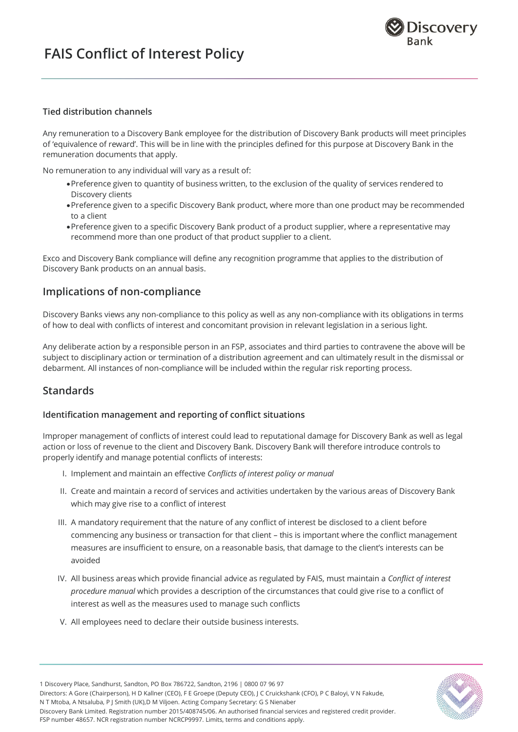### Tied distribution channels

Any remuneration to a Discovery Bank employee for the distribution of Discovery Bank products will meet principles of 'equivalence of reward'. This will be in line with the principles defined for this purpose at Discovery Bank in the remuneration documents that apply.

No remuneration to any individual will vary as a result of:

- Preference given to quantity of business written, to the exclusion of the quality of services rendered to Discovery clients
- Preference given to a specific Discovery Bank product, where more than one product may be recommended to a client
- Preference given to a specific Discovery Bank product of a product supplier, where a representative may recommend more than one product of that product supplier to a client.

Exco and Discovery Bank compliance will define any recognition programme that applies to the distribution of Discovery Bank products on an annual basis.

## Implications of non-compliance

Discovery Banks views any non-compliance to this policy as well as any non-compliance with its obligations in terms of how to deal with conflicts of interest and concomitant provision in relevant legislation in a serious light.

Any deliberate action by a responsible person in an FSP, associates and third parties to contravene the above will be subject to disciplinary action or termination of a distribution agreement and can ultimately result in the dismissal or debarment. All instances of non-compliance will be included within the regular risk reporting process.

## Standards

### Identification management and reporting of conflict situations

Improper management of conflicts of interest could lead to reputational damage for Discovery Bank as well as legal action or loss of revenue to the client and Discovery Bank. Discovery Bank will therefore introduce controls to properly identify and manage potential conflicts of interests:

I. Implement and maintain an effective *Conflicts of interest policy or manual*

II. Create and maintain a record of services and activities undertaken by the various areas of Discovery Bank which may give rise to a conflict of interest

III. A mandatory requirement that the nature of any conflict of interest be disclosed to a client before commencing any business or transaction for that client – this is important where the conflict management measures are insufficient to ensure, on a reasonable basis, that damage to the client's interests can be avoided

IV. All business areas which provide financial advice as regulated by FAIS, must maintain a *Conflict of interest procedure manual* which provides a description of the circumstances that could give rise to a conflict of interest as well as the measures used to manage such conflicts

V. All employees need to declare their outside business interests.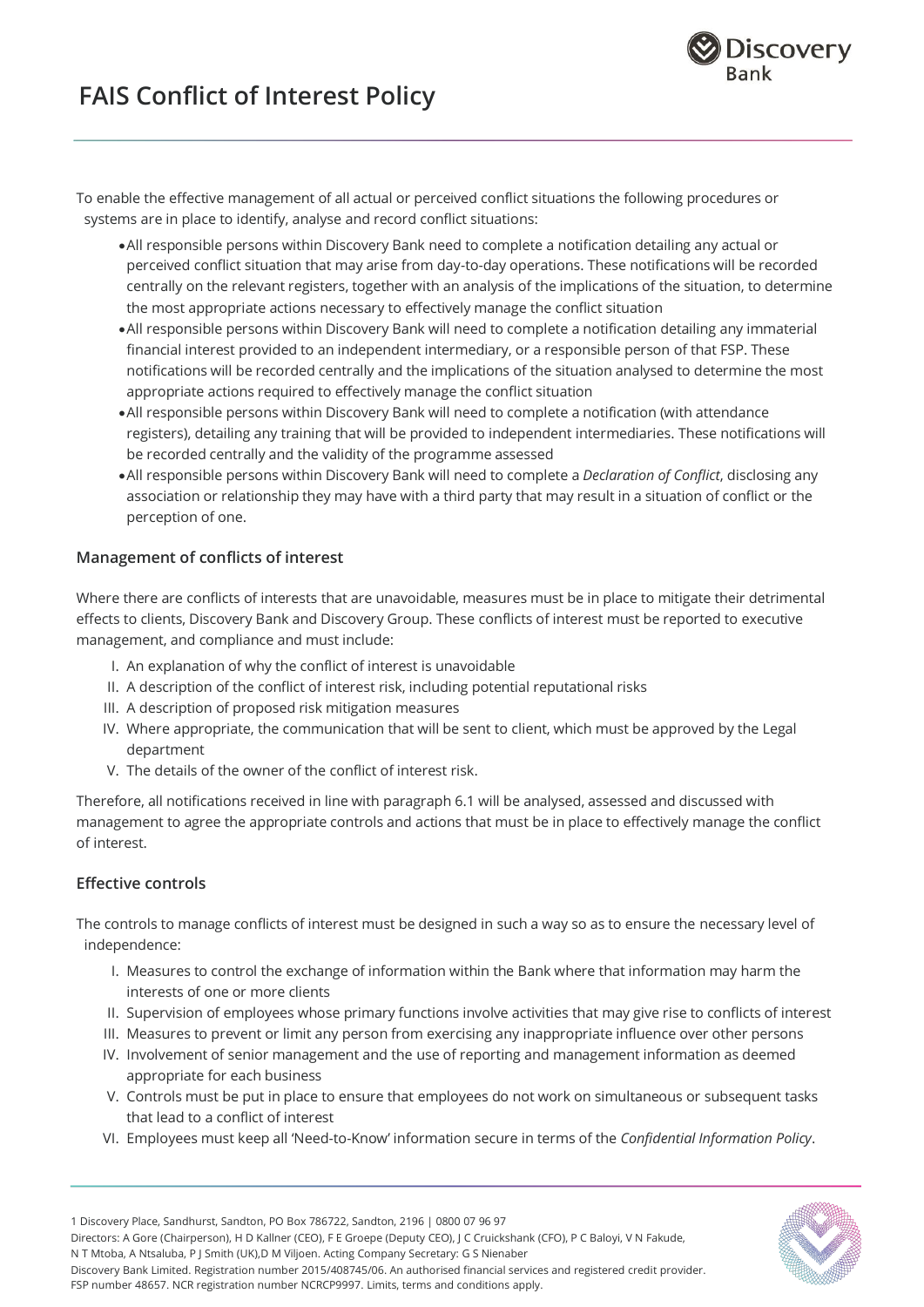To enable the effective management of all actual or perceived conflict situations the following procedures or systems are in place to identify, analyse and record conflict situations:

- All responsible persons within Discovery Bank need to complete a notification detailing any actual or perceived conflict situation that may arise from day-to-day operations. These notifications will be recorded centrally on the relevant registers, together with an analysis of the implications of the situation, to determine the most appropriate actions necessary to effectively manage the conflict situation
- All responsible persons within Discovery Bank will need to complete a notification detailing any immaterial financial interest provided to an independent intermediary, or a responsible person of that FSP. These notifications will be recorded centrally and the implications of the situation analysed to determine the most appropriate actions required to effectively manage the conflict situation
- All responsible persons within Discovery Bank will need to complete a notification (with attendance registers), detailing any training that will be provided to independent intermediaries. These notifications will be recorded centrally and the validity of the programme assessed
- All responsible persons within Discovery Bank will need to complete a *Declaration of Conflict*, disclosing any association or relationship they may have with a third party that may result in a situation of conflict or the perception of one.

### Management of conflicts of interest

Where there are conflicts of interests that are unavoidable, measures must be in place to mitigate their detrimental effects to clients, Discovery Bank and Discovery Group. These conflicts of interest must be reported to executive management, and compliance and must include:

I. An explanation of why the conflict of interest is unavoidable
II. A description of the conflict of interest risk, including potential reputational risks
III. A description of proposed risk mitigation measures
IV. Where appropriate, the communication that will be sent to client, which must be approved by the Legal department
V. The details of the owner of the conflict of interest risk.

Therefore, all notifications received in line with paragraph 6.1 will be analysed, assessed and discussed with management to agree the appropriate controls and actions that must be in place to effectively manage the conflict of interest.

### Effective controls

The controls to manage conflicts of interest must be designed in such a way so as to ensure the necessary level of independence:

I. Measures to control the exchange of information within the Bank where that information may harm the interests of one or more clients
II. Supervision of employees whose primary functions involve activities that may give rise to conflicts of interest
III. Measures to prevent or limit any person from exercising any inappropriate influence over other persons
IV. Involvement of senior management and the use of reporting and management information as deemed appropriate for each business
V. Controls must be put in place to ensure that employees do not work on simultaneous or subsequent tasks that lead to a conflict of interest
VI. Employees must keep all 'Need-to-Know' information secure in terms of the *Confidential Information Policy*.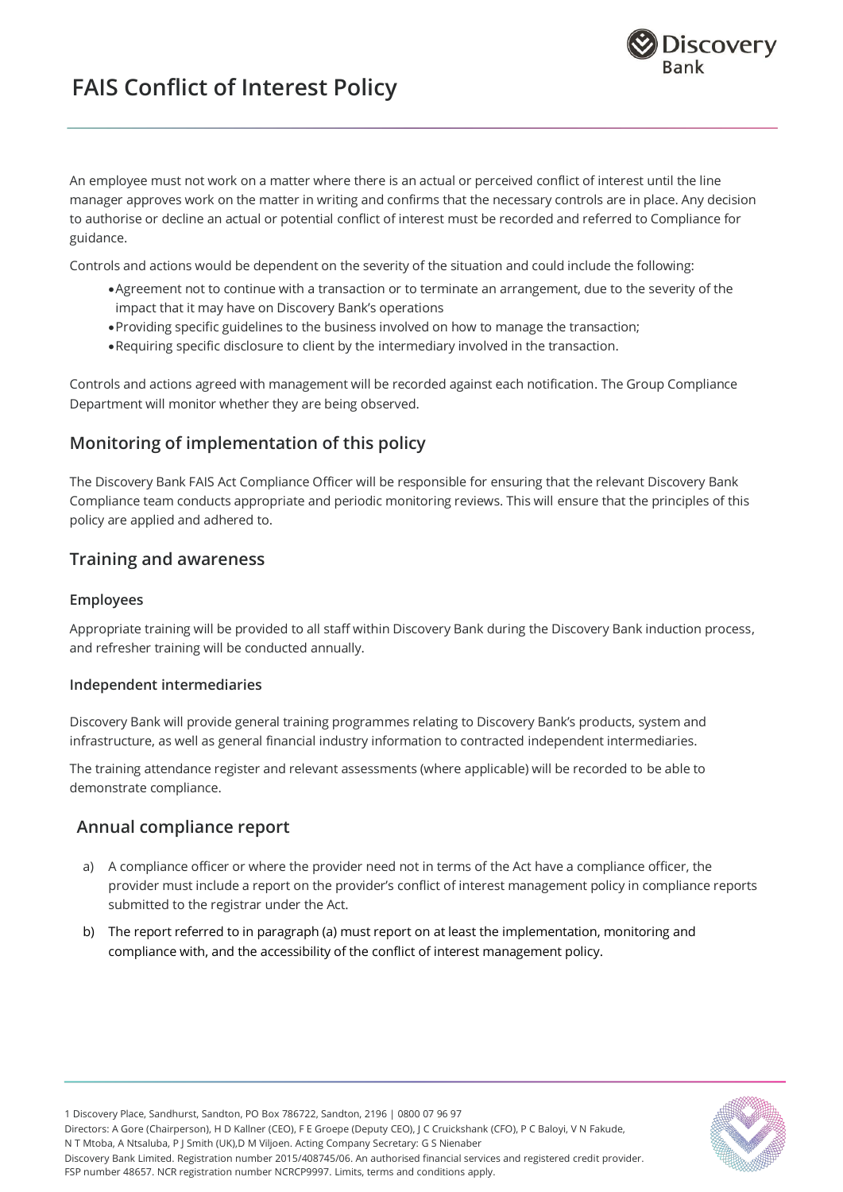An employee must not work on a matter where there is an actual or perceived conflict of interest until the line manager approves work on the matter in writing and confirms that the necessary controls are in place. Any decision to authorise or decline an actual or potential conflict of interest must be recorded and referred to Compliance for guidance.

Controls and actions would be dependent on the severity of the situation and could include the following:

- Agreement not to continue with a transaction or to terminate an arrangement, due to the severity of the impact that it may have on Discovery Bank's operations
- Providing specific guidelines to the business involved on how to manage the transaction;
- Requiring specific disclosure to client by the intermediary involved in the transaction.

Controls and actions agreed with management will be recorded against each notification. The Group Compliance Department will monitor whether they are being observed.

## Monitoring of implementation of this policy

The Discovery Bank FAIS Act Compliance Officer will be responsible for ensuring that the relevant Discovery Bank Compliance team conducts appropriate and periodic monitoring reviews. This will ensure that the principles of this policy are applied and adhered to.

## Training and awareness

### Employees

Appropriate training will be provided to all staff within Discovery Bank during the Discovery Bank induction process, and refresher training will be conducted annually.

### Independent intermediaries

Discovery Bank will provide general training programmes relating to Discovery Bank's products, system and infrastructure, as well as general financial industry information to contracted independent intermediaries.

The training attendance register and relevant assessments (where applicable) will be recorded to be able to demonstrate compliance.

## Annual compliance report

a) A compliance officer or where the provider need not in terms of the Act have a compliance officer, the provider must include a report on the provider's conflict of interest management policy in compliance reports submitted to the registrar under the Act.

b) The report referred to in paragraph (a) must report on at least the implementation, monitoring and compliance with, and the accessibility of the conflict of interest management policy.